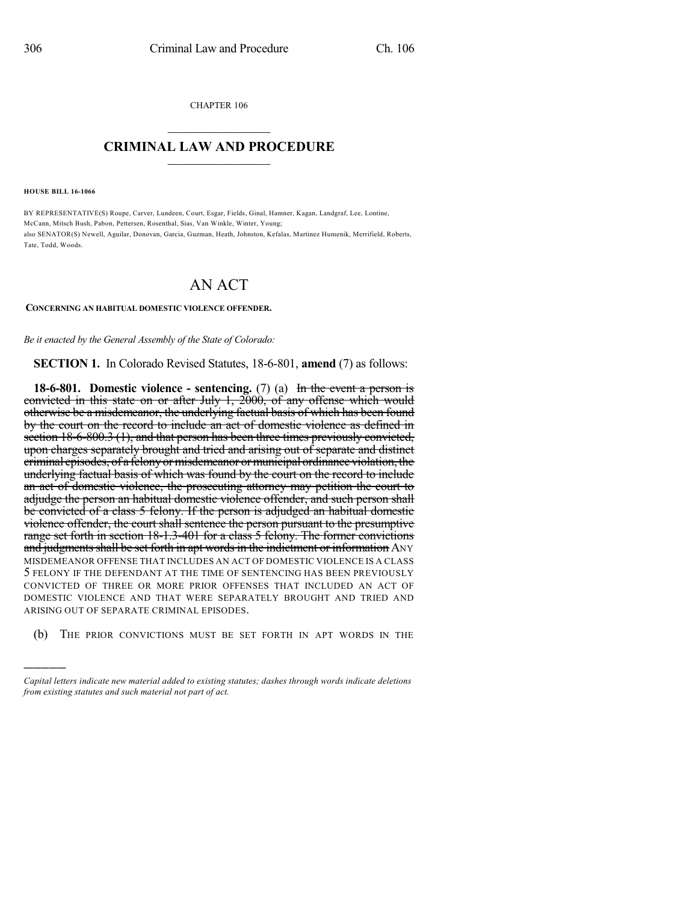CHAPTER 106

## CRIMINAL LAW AND PROCEDURE

**HOUSE BILL 16-1066**

BY REPRESENTATIVE(S) Roupe, Carver, Lundeen, Court, Esgar, Fields, Ginal, Hamner, Kagan, Landgraf, Lee, Lontine, McCann, Mitsch Bush, Pabon, Pettersen, Rosenthal, Sias, Van Winkle, Winter, Young;
also SENATOR(S) Newell, Aguilar, Donovan, Garcia, Guzman, Heath, Johnston, Kefalas, Martinez Humenik, Merrifield, Roberts, Tate, Todd, Woods.

# AN ACT

**CONCERNING AN HABITUAL DOMESTIC VIOLENCE OFFENDER.**

*Be it enacted by the General Assembly of the State of Colorado:*

**SECTION 1.** In Colorado Revised Statutes, 18-6-801, **amend** (7) as follows:

**18-6-801. Domestic violence - sentencing.** (7) (a) ~~In the event a person is convicted in this state on or after July 1, 2000, of any offense which would otherwise be a misdemeanor, the underlying factual basis of which has been found by the court on the record to include an act of domestic violence as defined in section 18-6-800.3 (1), and that person has been three times previously convicted, upon charges separately brought and tried and arising out of separate and distinct criminal episodes, of a felony or misdemeanor or municipal ordinance violation, the underlying factual basis of which was found by the court on the record to include an act of domestic violence, the prosecuting attorney may petition the court to adjudge the person an habitual domestic violence offender, and such person shall be convicted of a class 5 felony. If the person is adjudged an habitual domestic violence offender, the court shall sentence the person pursuant to the presumptive range set forth in section 18-1.3-401 for a class 5 felony. The former convictions and judgments shall be set forth in apt words in the indictment or information~~ ANY MISDEMEANOR OFFENSE THAT INCLUDES AN ACT OF DOMESTIC VIOLENCE IS A CLASS 5 FELONY IF THE DEFENDANT AT THE TIME OF SENTENCING HAS BEEN PREVIOUSLY CONVICTED OF THREE OR MORE PRIOR OFFENSES THAT INCLUDED AN ACT OF DOMESTIC VIOLENCE AND THAT WERE SEPARATELY BROUGHT AND TRIED AND ARISING OUT OF SEPARATE CRIMINAL EPISODES.

(b) THE PRIOR CONVICTIONS MUST BE SET FORTH IN APT WORDS IN THE

---

*Capital letters indicate new material added to existing statutes; dashes through words indicate deletions from existing statutes and such material not part of act.*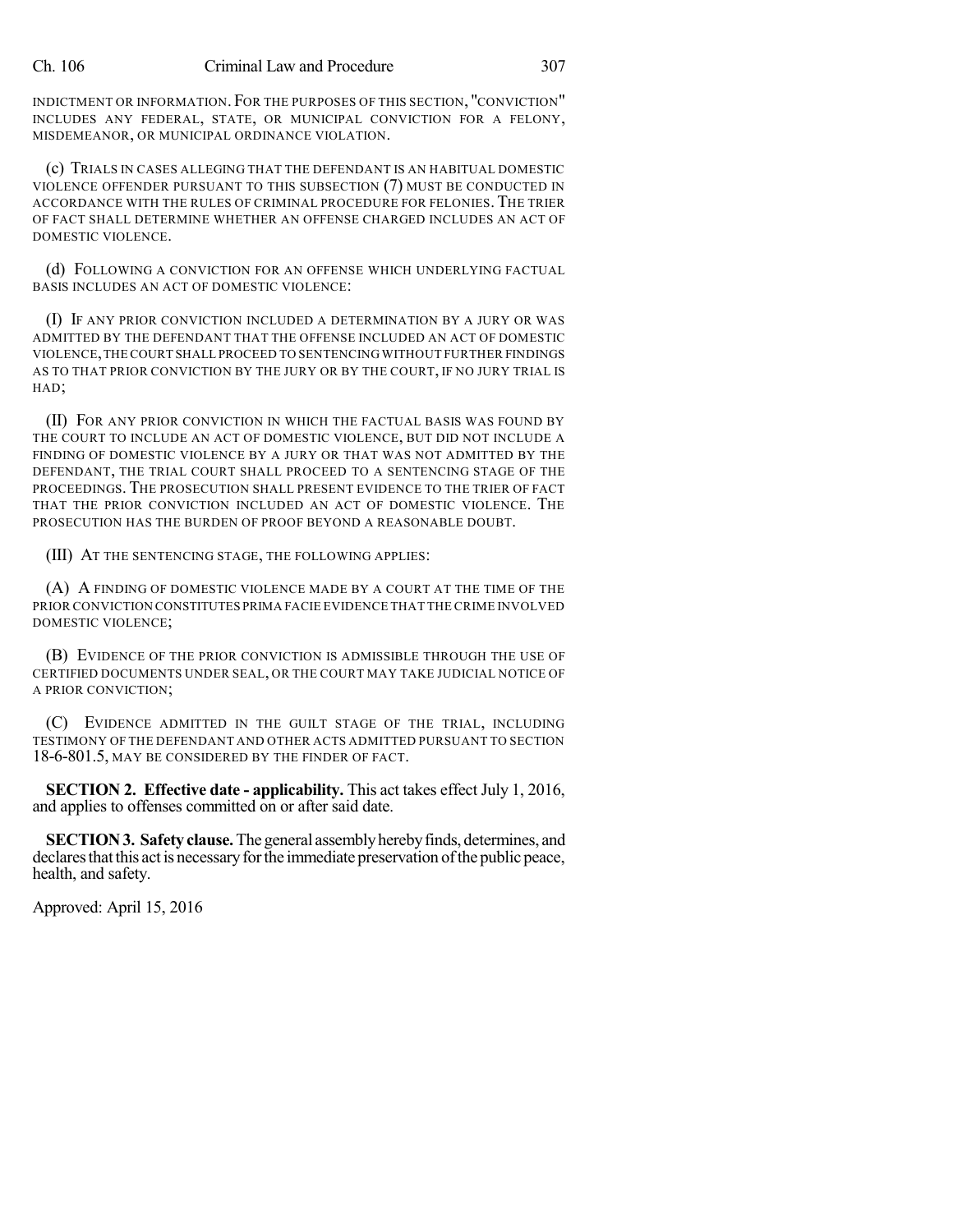INDICTMENT OR INFORMATION. FOR THE PURPOSES OF THIS SECTION, "CONVICTION" INCLUDES ANY FEDERAL, STATE, OR MUNICIPAL CONVICTION FOR A FELONY, MISDEMEANOR, OR MUNICIPAL ORDINANCE VIOLATION.

(c) TRIALS IN CASES ALLEGING THAT THE DEFENDANT IS AN HABITUAL DOMESTIC VIOLENCE OFFENDER PURSUANT TO THIS SUBSECTION (7) MUST BE CONDUCTED IN ACCORDANCE WITH THE RULES OF CRIMINAL PROCEDURE FOR FELONIES. THE TRIER OF FACT SHALL DETERMINE WHETHER AN OFFENSE CHARGED INCLUDES AN ACT OF DOMESTIC VIOLENCE.

(d) FOLLOWING A CONVICTION FOR AN OFFENSE WHICH UNDERLYING FACTUAL BASIS INCLUDES AN ACT OF DOMESTIC VIOLENCE:

(I) IF ANY PRIOR CONVICTION INCLUDED A DETERMINATION BY A JURY OR WAS ADMITTED BY THE DEFENDANT THAT THE OFFENSE INCLUDED AN ACT OF DOMESTIC VIOLENCE, THE COURT SHALL PROCEED TO SENTENCING WITHOUT FURTHER FINDINGS AS TO THAT PRIOR CONVICTION BY THE JURY OR BY THE COURT, IF NO JURY TRIAL IS HAD;

(II) FOR ANY PRIOR CONVICTION IN WHICH THE FACTUAL BASIS WAS FOUND BY THE COURT TO INCLUDE AN ACT OF DOMESTIC VIOLENCE, BUT DID NOT INCLUDE A FINDING OF DOMESTIC VIOLENCE BY A JURY OR THAT WAS NOT ADMITTED BY THE DEFENDANT, THE TRIAL COURT SHALL PROCEED TO A SENTENCING STAGE OF THE PROCEEDINGS. THE PROSECUTION SHALL PRESENT EVIDENCE TO THE TRIER OF FACT THAT THE PRIOR CONVICTION INCLUDED AN ACT OF DOMESTIC VIOLENCE. THE PROSECUTION HAS THE BURDEN OF PROOF BEYOND A REASONABLE DOUBT.

(III) AT THE SENTENCING STAGE, THE FOLLOWING APPLIES:

(A) A FINDING OF DOMESTIC VIOLENCE MADE BY A COURT AT THE TIME OF THE PRIOR CONVICTION CONSTITUTES PRIMA FACIE EVIDENCE THAT THE CRIME INVOLVED DOMESTIC VIOLENCE;

(B) EVIDENCE OF THE PRIOR CONVICTION IS ADMISSIBLE THROUGH THE USE OF CERTIFIED DOCUMENTS UNDER SEAL, OR THE COURT MAY TAKE JUDICIAL NOTICE OF A PRIOR CONVICTION;

(C) EVIDENCE ADMITTED IN THE GUILT STAGE OF THE TRIAL, INCLUDING TESTIMONY OF THE DEFENDANT AND OTHER ACTS ADMITTED PURSUANT TO SECTION 18-6-801.5, MAY BE CONSIDERED BY THE FINDER OF FACT.

**SECTION 2. Effective date - applicability.** This act takes effect July 1, 2016, and applies to offenses committed on or after said date.

**SECTION 3. Safety clause.** The general assembly hereby finds, determines, and declares that this act is necessary for the immediate preservation of the public peace, health, and safety.

Approved: April 15, 2016